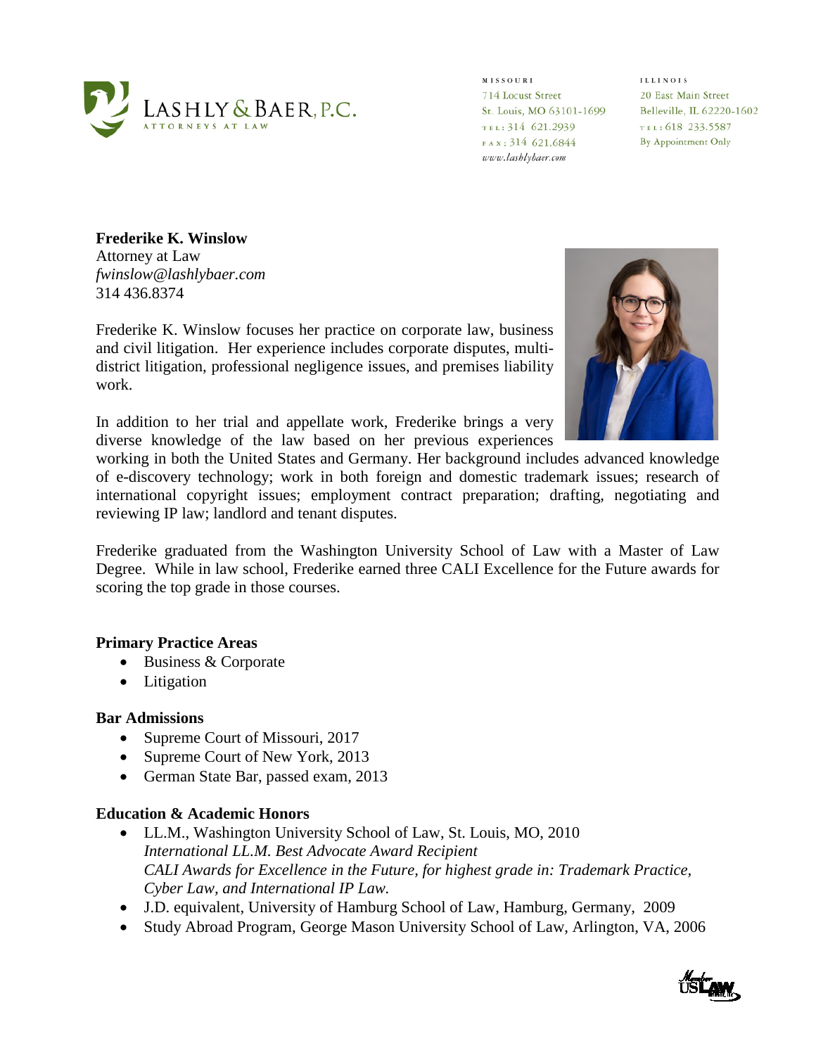LASHLY & BAER, P.C.
ATTORNEYS AT LAW

MISSOURI
714 Locust Street
St. Louis, MO 63101-1699
TEL: 314 621.2939
FAX: 314 621.6844
*www.lashlybaer.com*

ILLINOIS
20 East Main Street
Belleville, IL 62220-1602
TEL: 618 233.5587
By Appointment Only

**Frederike K. Winslow**
Attorney at Law
*fwinslow@lashlybaer.com*
314 436.8374

Frederike K. Winslow focuses her practice on corporate law, business and civil litigation. Her experience includes corporate disputes, multi-district litigation, professional negligence issues, and premises liability work.

In addition to her trial and appellate work, Frederike brings a very diverse knowledge of the law based on her previous experiences working in both the United States and Germany. Her background includes advanced knowledge of e-discovery technology; work in both foreign and domestic trademark issues; research of international copyright issues; employment contract preparation; drafting, negotiating and reviewing IP law; landlord and tenant disputes.

Frederike graduated from the Washington University School of Law with a Master of Law Degree. While in law school, Frederike earned three CALI Excellence for the Future awards for scoring the top grade in those courses.

**Primary Practice Areas**

- Business & Corporate
- Litigation

**Bar Admissions**

- Supreme Court of Missouri, 2017
- Supreme Court of New York, 2013
- German State Bar, passed exam, 2013

**Education & Academic Honors**

- LL.M., Washington University School of Law, St. Louis, MO, 2010
  *International LL.M. Best Advocate Award Recipient*
  *CALI Awards for Excellence in the Future, for highest grade in: Trademark Practice, Cyber Law, and International IP Law.*
- J.D. equivalent, University of Hamburg School of Law, Hamburg, Germany, 2009
- Study Abroad Program, George Mason University School of Law, Arlington, VA, 2006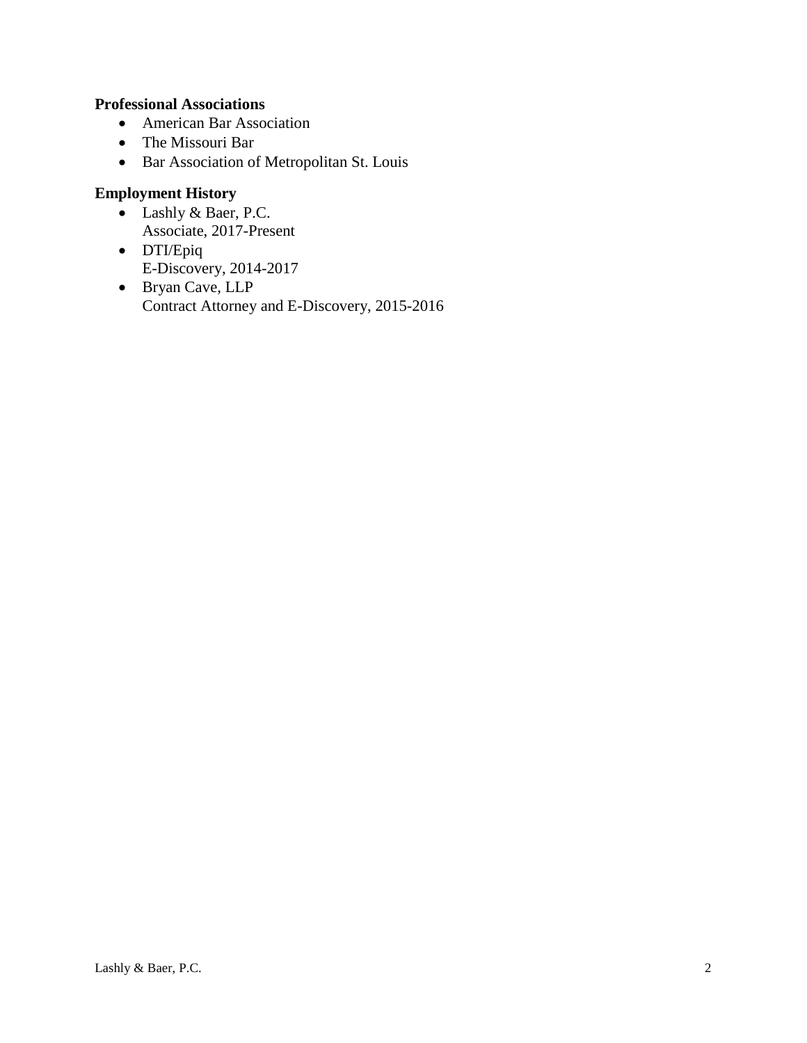**Professional Associations**

- American Bar Association
- The Missouri Bar
- Bar Association of Metropolitan St. Louis

**Employment History**

- Lashly & Baer, P.C.
  Associate, 2017-Present
- DTI/Epiq
  E-Discovery, 2014-2017
- Bryan Cave, LLP
  Contract Attorney and E-Discovery, 2015-2016